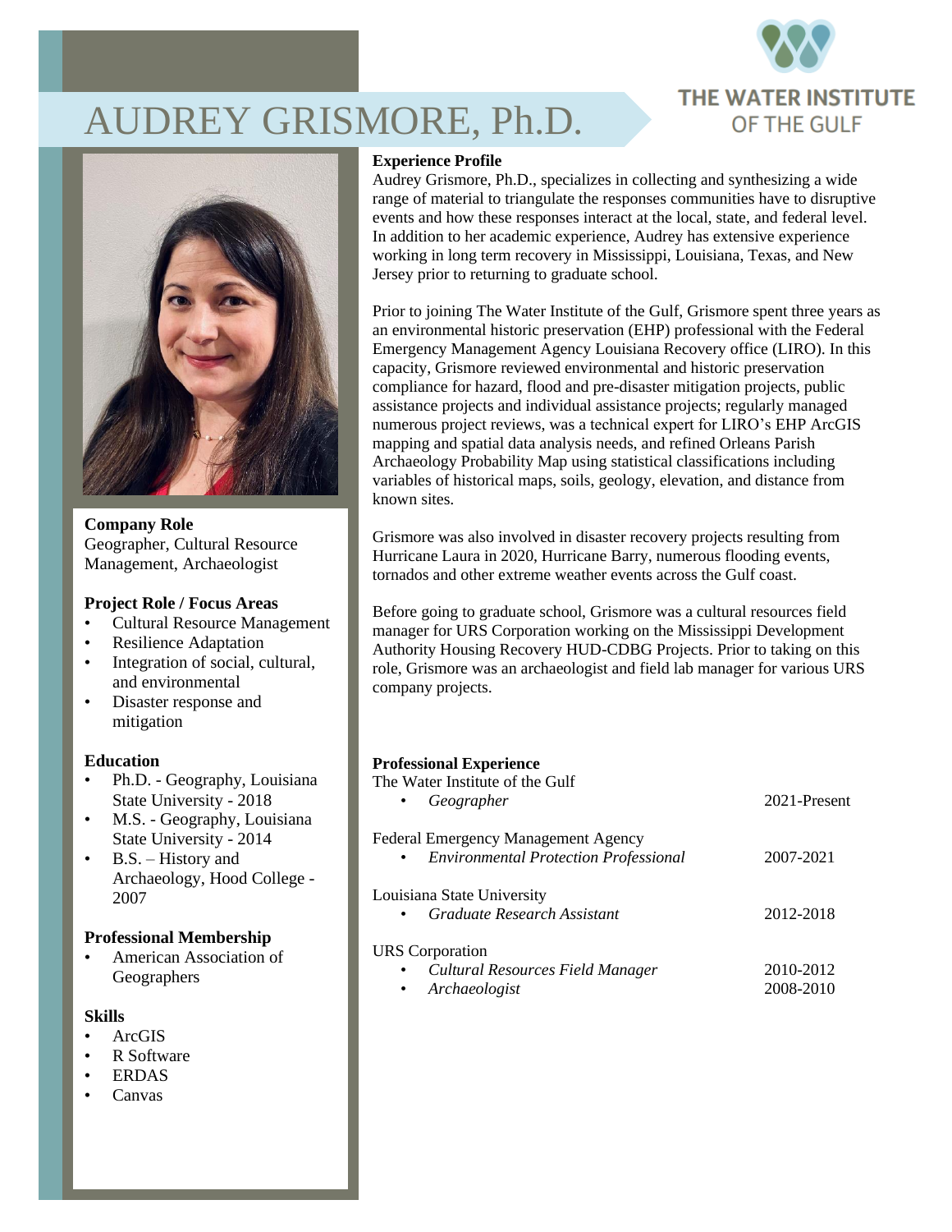# AUDREY GRISMORE, Ph.D.

THE WATER INSTITUTE OF THE GULF

**Company Role**
Geographer, Cultural Resource Management, Archaeologist

**Project Role / Focus Areas**
- Cultural Resource Management
- Resilience Adaptation
- Integration of social, cultural, and environmental
- Disaster response and mitigation

**Education**
- Ph.D. - Geography, Louisiana State University - 2018
- M.S. - Geography, Louisiana State University - 2014
- B.S. – History and Archaeology, Hood College - 2007

**Professional Membership**
- American Association of Geographers

**Skills**
- ArcGIS
- R Software
- ERDAS
- Canvas

**Experience Profile**

Audrey Grismore, Ph.D., specializes in collecting and synthesizing a wide range of material to triangulate the responses communities have to disruptive events and how these responses interact at the local, state, and federal level. In addition to her academic experience, Audrey has extensive experience working in long term recovery in Mississippi, Louisiana, Texas, and New Jersey prior to returning to graduate school.

Prior to joining The Water Institute of the Gulf, Grismore spent three years as an environmental historic preservation (EHP) professional with the Federal Emergency Management Agency Louisiana Recovery office (LIRO). In this capacity, Grismore reviewed environmental and historic preservation compliance for hazard, flood and pre-disaster mitigation projects, public assistance projects and individual assistance projects; regularly managed numerous project reviews, was a technical expert for LIRO's EHP ArcGIS mapping and spatial data analysis needs, and refined Orleans Parish Archaeology Probability Map using statistical classifications including variables of historical maps, soils, geology, elevation, and distance from known sites.

Grismore was also involved in disaster recovery projects resulting from Hurricane Laura in 2020, Hurricane Barry, numerous flooding events, tornados and other extreme weather events across the Gulf coast.

Before going to graduate school, Grismore was a cultural resources field manager for URS Corporation working on the Mississippi Development Authority Housing Recovery HUD-CDBG Projects. Prior to taking on this role, Grismore was an archaeologist and field lab manager for various URS company projects.

**Professional Experience**

The Water Institute of the Gulf
- *Geographer* — 2021-Present

Federal Emergency Management Agency
- *Environmental Protection Professional* — 2007-2021

Louisiana State University
- *Graduate Research Assistant* — 2012-2018

URS Corporation
- *Cultural Resources Field Manager* — 2010-2012
- *Archaeologist* — 2008-2010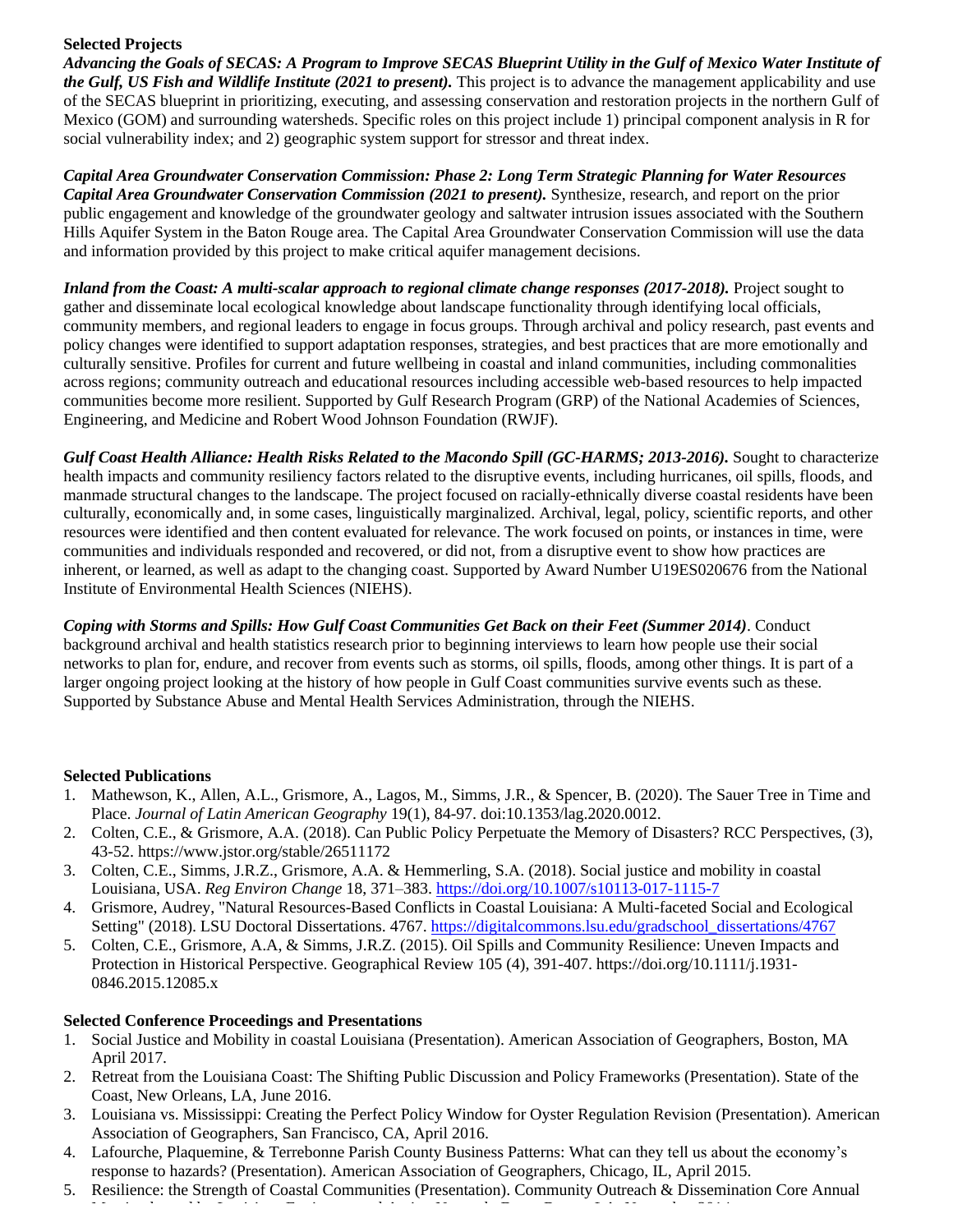**Selected Projects**

***Advancing the Goals of SECAS: A Program to Improve SECAS Blueprint Utility in the Gulf of Mexico Water Institute of the Gulf, US Fish and Wildlife Institute (2021 to present).*** This project is to advance the management applicability and use of the SECAS blueprint in prioritizing, executing, and assessing conservation and restoration projects in the northern Gulf of Mexico (GOM) and surrounding watersheds. Specific roles on this project include 1) principal component analysis in R for social vulnerability index; and 2) geographic system support for stressor and threat index.

***Capital Area Groundwater Conservation Commission: Phase 2: Long Term Strategic Planning for Water Resources Capital Area Groundwater Conservation Commission (2021 to present).*** Synthesize, research, and report on the prior public engagement and knowledge of the groundwater geology and saltwater intrusion issues associated with the Southern Hills Aquifer System in the Baton Rouge area. The Capital Area Groundwater Conservation Commission will use the data and information provided by this project to make critical aquifer management decisions.

***Inland from the Coast: A multi-scalar approach to regional climate change responses (2017-2018).*** Project sought to gather and disseminate local ecological knowledge about landscape functionality through identifying local officials, community members, and regional leaders to engage in focus groups. Through archival and policy research, past events and policy changes were identified to support adaptation responses, strategies, and best practices that are more emotionally and culturally sensitive. Profiles for current and future wellbeing in coastal and inland communities, including commonalities across regions; community outreach and educational resources including accessible web-based resources to help impacted communities become more resilient. Supported by Gulf Research Program (GRP) of the National Academies of Sciences, Engineering, and Medicine and Robert Wood Johnson Foundation (RWJF).

***Gulf Coast Health Alliance: Health Risks Related to the Macondo Spill (GC-HARMS; 2013-2016).*** Sought to characterize health impacts and community resiliency factors related to the disruptive events, including hurricanes, oil spills, floods, and manmade structural changes to the landscape. The project focused on racially-ethnically diverse coastal residents have been culturally, economically and, in some cases, linguistically marginalized. Archival, legal, policy, scientific reports, and other resources were identified and then content evaluated for relevance. The work focused on points, or instances in time, were communities and individuals responded and recovered, or did not, from a disruptive event to show how practices are inherent, or learned, as well as adapt to the changing coast. Supported by Award Number U19ES020676 from the National Institute of Environmental Health Sciences (NIEHS).

***Coping with Storms and Spills: How Gulf Coast Communities Get Back on their Feet (Summer 2014)***. Conduct background archival and health statistics research prior to beginning interviews to learn how people use their social networks to plan for, endure, and recover from events such as storms, oil spills, floods, among other things. It is part of a larger ongoing project looking at the history of how people in Gulf Coast communities survive events such as these. Supported by Substance Abuse and Mental Health Services Administration, through the NIEHS.

**Selected Publications**

1. Mathewson, K., Allen, A.L., Grismore, A., Lagos, M., Simms, J.R., & Spencer, B. (2020). The Sauer Tree in Time and Place. *Journal of Latin American Geography* 19(1), 84-97. doi:10.1353/lag.2020.0012.
2. Colten, C.E., & Grismore, A.A. (2018). Can Public Policy Perpetuate the Memory of Disasters? RCC Perspectives, (3), 43-52. https://www.jstor.org/stable/26511172
3. Colten, C.E., Simms, J.R.Z., Grismore, A.A. & Hemmerling, S.A. (2018). Social justice and mobility in coastal Louisiana, USA. *Reg Environ Change* 18, 371–383. https://doi.org/10.1007/s10113-017-1115-7
4. Grismore, Audrey, "Natural Resources-Based Conflicts in Coastal Louisiana: A Multi-faceted Social and Ecological Setting" (2018). LSU Doctoral Dissertations. 4767. https://digitalcommons.lsu.edu/gradschool_dissertations/4767
5. Colten, C.E., Grismore, A.A, & Simms, J.R.Z. (2015). Oil Spills and Community Resilience: Uneven Impacts and Protection in Historical Perspective. Geographical Review 105 (4), 391-407. https://doi.org/10.1111/j.1931-0846.2015.12085.x

**Selected Conference Proceedings and Presentations**

1. Social Justice and Mobility in coastal Louisiana (Presentation). American Association of Geographers, Boston, MA April 2017.
2. Retreat from the Louisiana Coast: The Shifting Public Discussion and Policy Frameworks (Presentation). State of the Coast, New Orleans, LA, June 2016.
3. Louisiana vs. Mississippi: Creating the Perfect Policy Window for Oyster Regulation Revision (Presentation). American Association of Geographers, San Francisco, CA, April 2016.
4. Lafourche, Plaquemine, & Terrebonne Parish County Business Patterns: What can they tell us about the economy's response to hazards? (Presentation). American Association of Geographers, Chicago, IL, April 2015.
5. Resilience: the Strength of Coastal Communities (Presentation). Community Outreach & Dissemination Core Annual